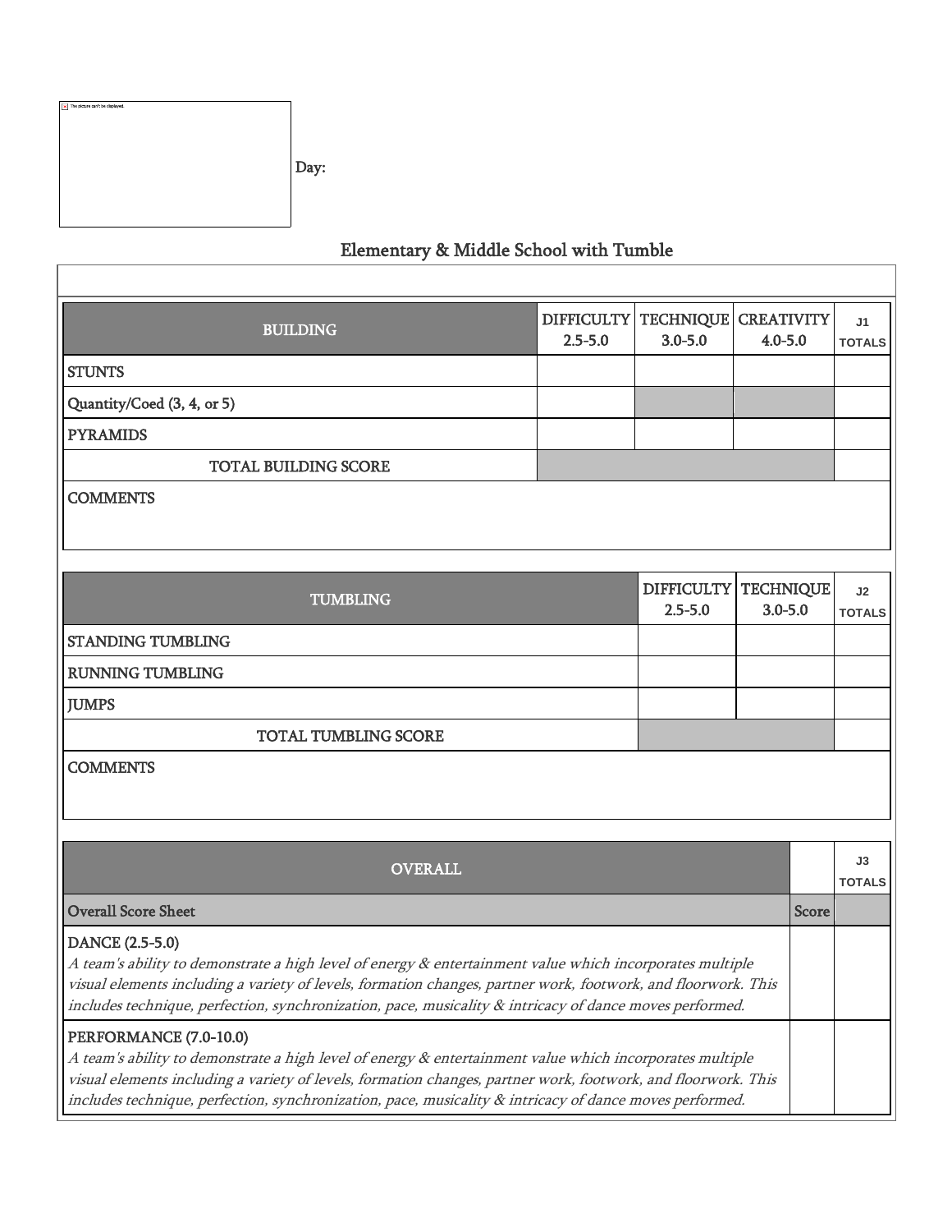Day:

## Elementary & Middle School with Tumble

| BUILDING | DIFFICULTY 2.5-5.0 | TECHNIQUE 3.0-5.0 | CREATIVITY 4.0-5.0 | J1 TOTALS |
|---|---|---|---|---|
| STUNTS | | | | |
| Quantity/Coed (3, 4, or 5) | | | | |
| PYRAMIDS | | | | |
| TOTAL BUILDING SCORE | | | | |
| COMMENTS | | | | |

| TUMBLING | DIFFICULTY 2.5-5.0 | TECHNIQUE 3.0-5.0 | J2 TOTALS |
|---|---|---|---|
| STANDING TUMBLING | | | |
| RUNNING TUMBLING | | | |
| JUMPS | | | |
| TOTAL TUMBLING SCORE | | | |
| COMMENTS | | | |

| OVERALL | | J3 TOTALS |
|---|---|---|
| Overall Score Sheet | Score | |
| DANCE (2.5-5.0)<br>*A team's ability to demonstrate a high level of energy & entertainment value which incorporates multiple visual elements including a variety of levels, formation changes, partner work, footwork, and floorwork. This includes technique, perfection, synchronization, pace, musicality & intricacy of dance moves performed.* | | |
| PERFORMANCE (7.0-10.0)<br>*A team's ability to demonstrate a high level of energy & entertainment value which incorporates multiple visual elements including a variety of levels, formation changes, partner work, footwork, and floorwork. This includes technique, perfection, synchronization, pace, musicality & intricacy of dance moves performed.* | | |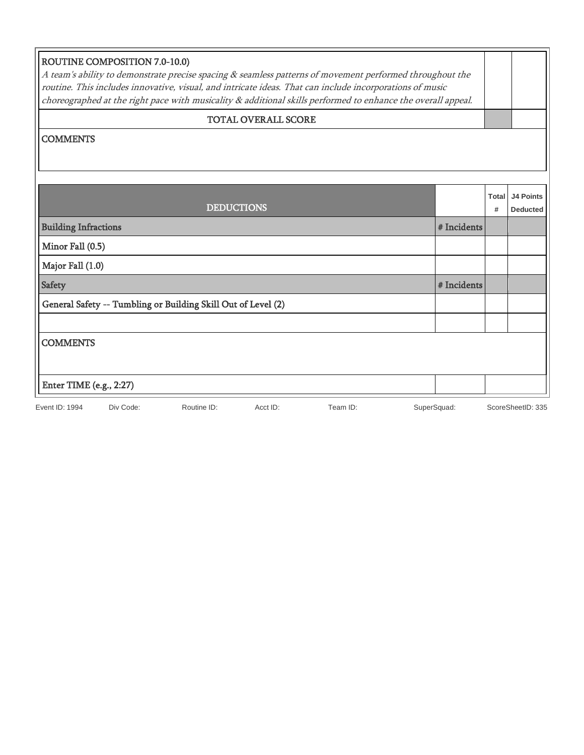| | | |
|---|---|---|
| **ROUTINE COMPOSITION 7.0-10.0)** *A team's ability to demonstrate precise spacing & seamless patterns of movement performed throughout the routine. This includes innovative, visual, and intricate ideas. That can include incorporations of music choreographed at the right pace with musicality & additional skills performed to enhance the overall appeal.* | | |
| TOTAL OVERALL SCORE | | |
| COMMENTS | | |

| DEDUCTIONS | | Total # | J4 Points Deducted |
|---|---|---|---|
| Building Infractions | # Incidents | | |
| Minor Fall (0.5) | | | |
| Major Fall (1.0) | | | |
| Safety | # Incidents | | |
| General Safety -- Tumbling or Building Skill Out of Level (2) | | | |
| | | | |
| COMMENTS | | | |
| Enter TIME (e.g., 2:27) | | | |

Event ID: 1994 Div Code: Routine ID: Acct ID: Team ID: SuperSquad: ScoreSheetID: 335